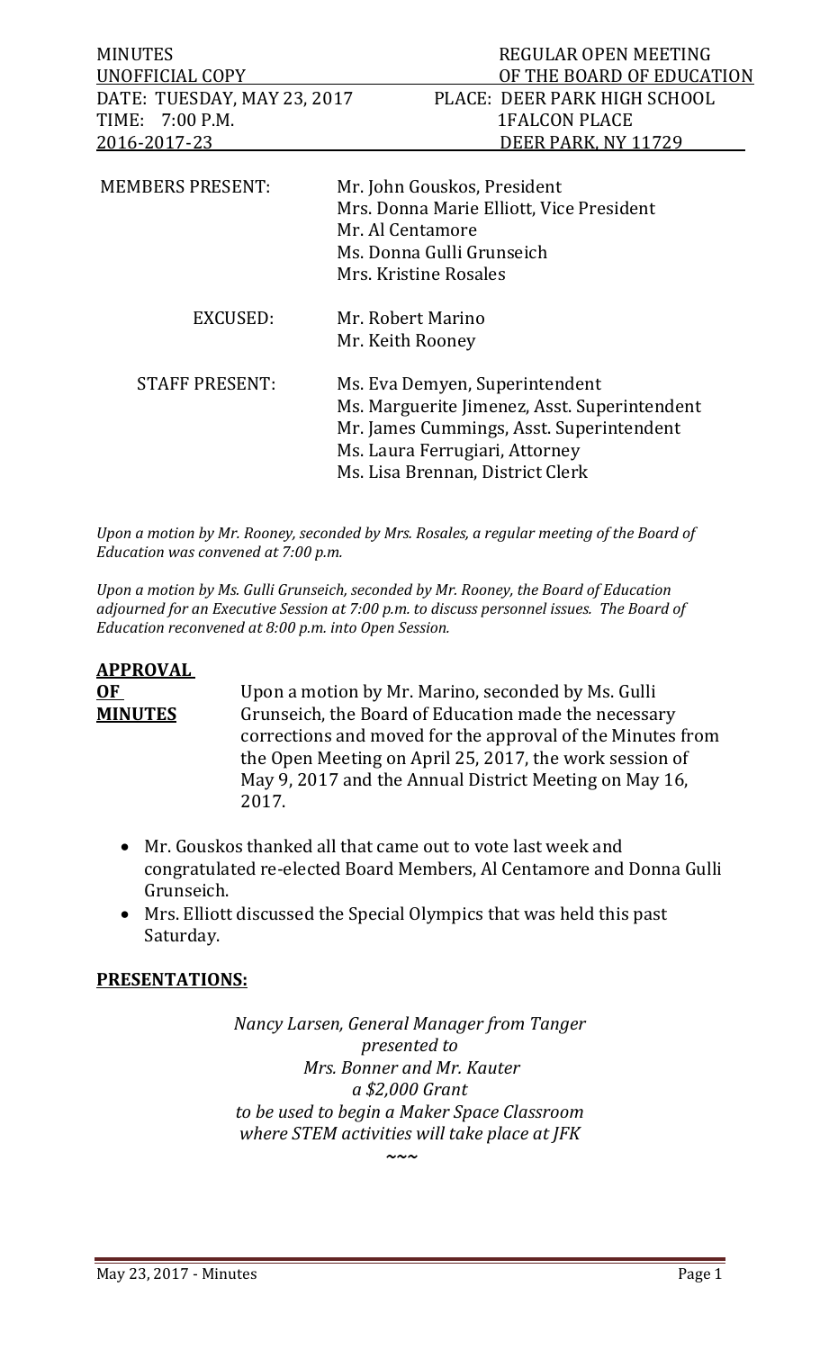| | |
|---|---|
| MINUTES | REGULAR OPEN MEETING |
| UNOFFICIAL COPY | OF THE BOARD OF EDUCATION |
| DATE: TUESDAY, MAY 23, 2017 | PLACE: DEER PARK HIGH SCHOOL |
| TIME: 7:00 P.M. | 1FALCON PLACE |
| 2016-2017-23 | DEER PARK, NY 11729 |

| | |
|---|---|
| MEMBERS PRESENT: | Mr. John Gouskos, President<br>Mrs. Donna Marie Elliott, Vice President<br>Mr. Al Centamore<br>Ms. Donna Gulli Grunseich<br>Mrs. Kristine Rosales |
| EXCUSED: | Mr. Robert Marino<br>Mr. Keith Rooney |
| STAFF PRESENT: | Ms. Eva Demyen, Superintendent<br>Ms. Marguerite Jimenez, Asst. Superintendent<br>Mr. James Cummings, Asst. Superintendent<br>Ms. Laura Ferrugiari, Attorney<br>Ms. Lisa Brennan, District Clerk |

*Upon a motion by Mr. Rooney, seconded by Mrs. Rosales, a regular meeting of the Board of Education was convened at 7:00 p.m.*

*Upon a motion by Ms. Gulli Grunseich, seconded by Mr. Rooney, the Board of Education adjourned for an Executive Session at 7:00 p.m. to discuss personnel issues. The Board of Education reconvened at 8:00 p.m. into Open Session.*

**APPROVAL OF MINUTES**

Upon a motion by Mr. Marino, seconded by Ms. Gulli Grunseich, the Board of Education made the necessary corrections and moved for the approval of the Minutes from the Open Meeting on April 25, 2017, the work session of May 9, 2017 and the Annual District Meeting on May 16, 2017.

- Mr. Gouskos thanked all that came out to vote last week and congratulated re-elected Board Members, Al Centamore and Donna Gulli Grunseich.
- Mrs. Elliott discussed the Special Olympics that was held this past Saturday.

**PRESENTATIONS:**

*Nancy Larsen, General Manager from Tanger*
*presented to*
*Mrs. Bonner and Mr. Kauter*
*a $2,000 Grant*
*to be used to begin a Maker Space Classroom*
*where STEM activities will take place at JFK*

~~~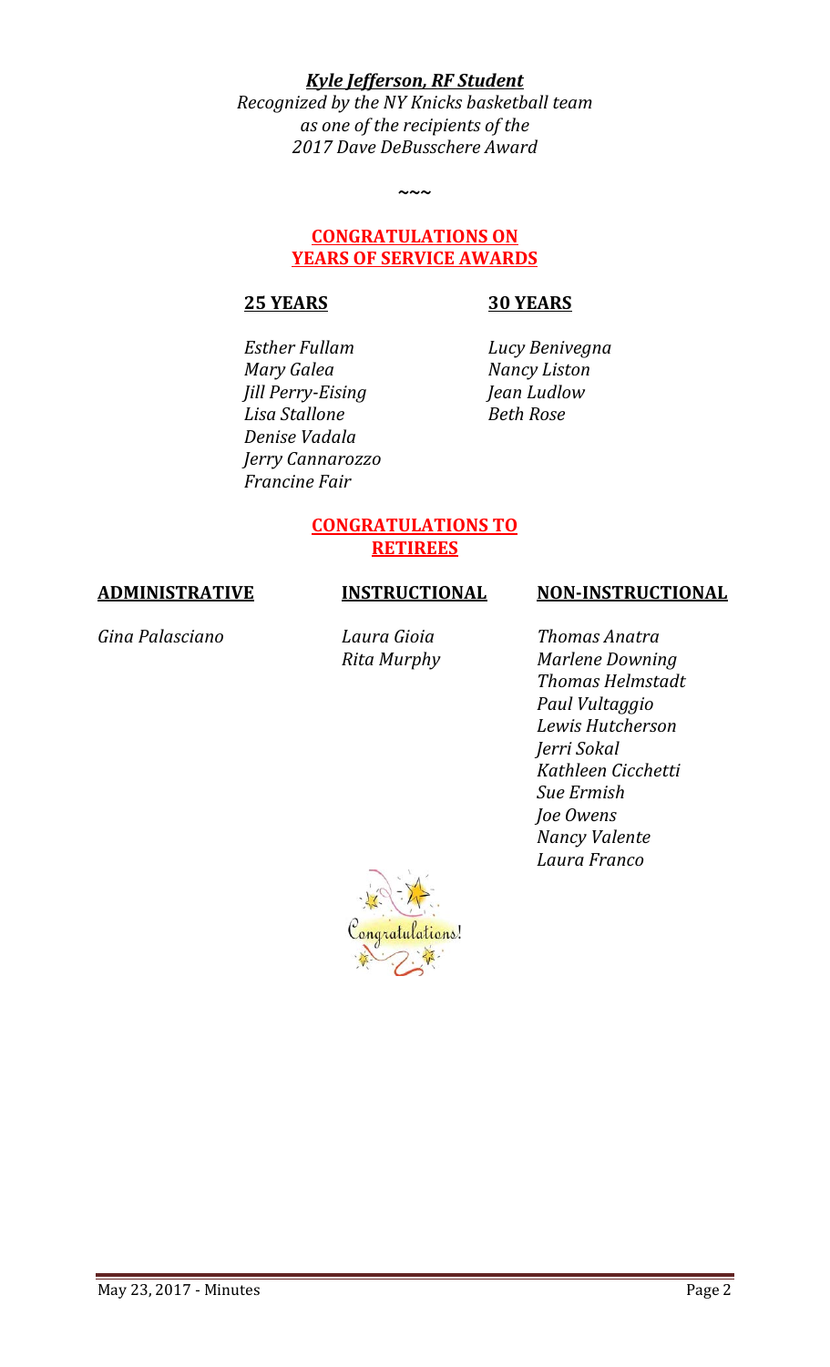***Kyle Jefferson, RF Student***
*Recognized by the NY Knicks basketball team as one of the recipients of the 2017 Dave DeBusschere Award*

~~~

**CONGRATULATIONS ON YEARS OF SERVICE AWARDS**

| 25 YEARS | 30 YEARS |
| --- | --- |
| *Esther Fullam* | *Lucy Benivegna* |
| *Mary Galea* | *Nancy Liston* |
| *Jill Perry-Eising* | *Jean Ludlow* |
| *Lisa Stallone* | *Beth Rose* |
| *Denise Vadala* | |
| *Jerry Cannarozzo* | |
| *Francine Fair* | |

**CONGRATULATIONS TO RETIREES**

| ADMINISTRATIVE | INSTRUCTIONAL | NON-INSTRUCTIONAL |
| --- | --- | --- |
| *Gina Palasciano* | *Laura Gioia* | *Thomas Anatra* |
| | *Rita Murphy* | *Marlene Downing* |
| | | *Thomas Helmstadt* |
| | | *Paul Vultaggio* |
| | | *Lewis Hutcherson* |
| | | *Jerri Sokal* |
| | | *Kathleen Cicchetti* |
| | | *Sue Ermish* |
| | | *Joe Owens* |
| | | *Nancy Valente* |
| | | *Laura Franco* |

Congratulations!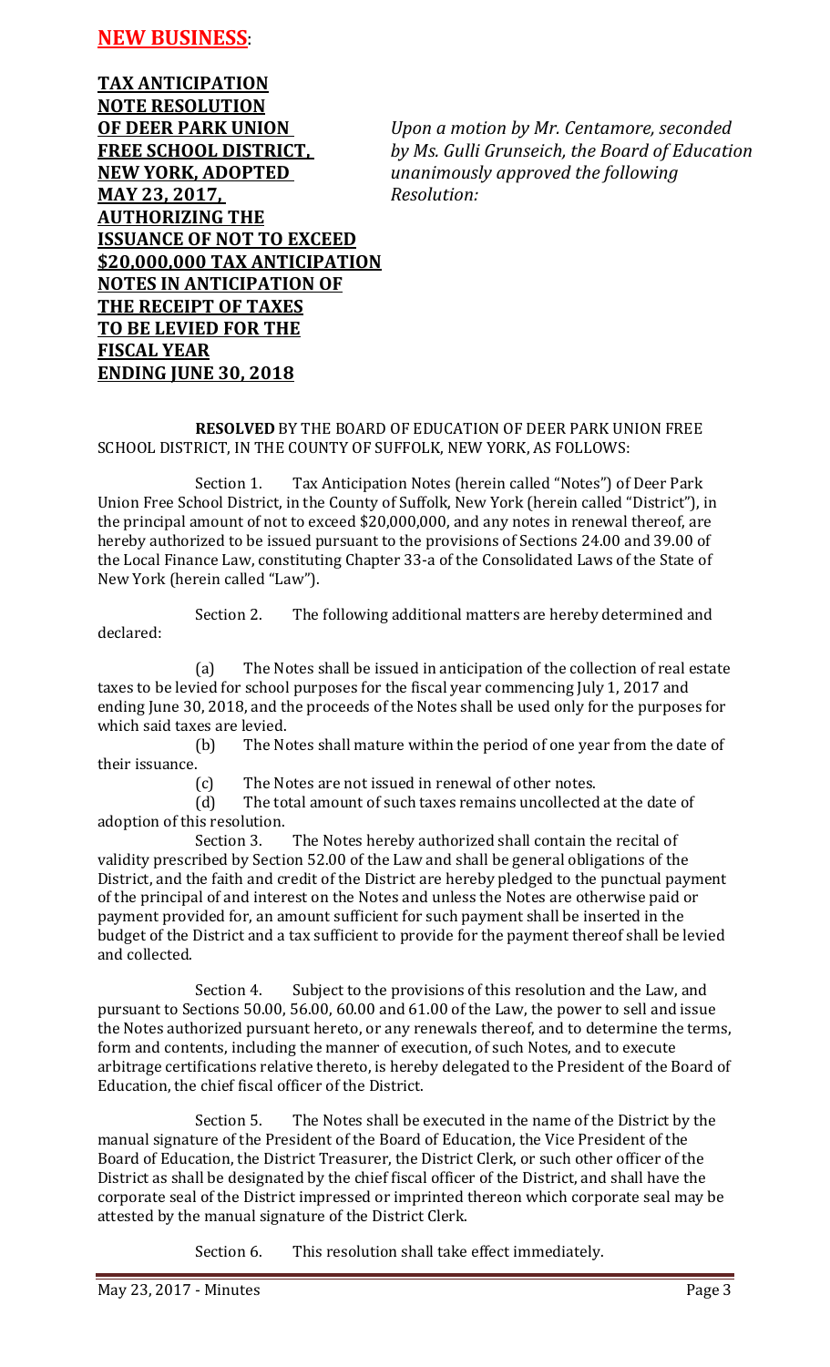## NEW BUSINESS:

**TAX ANTICIPATION NOTE RESOLUTION OF DEER PARK UNION FREE SCHOOL DISTRICT, NEW YORK, ADOPTED MAY 23, 2017, AUTHORIZING THE ISSUANCE OF NOT TO EXCEED $20,000,000 TAX ANTICIPATION NOTES IN ANTICIPATION OF THE RECEIPT OF TAXES TO BE LEVIED FOR THE FISCAL YEAR ENDING JUNE 30, 2018**

*Upon a motion by Mr. Centamore, seconded by Ms. Gulli Grunseich, the Board of Education unanimously approved the following Resolution:*

**RESOLVED** BY THE BOARD OF EDUCATION OF DEER PARK UNION FREE SCHOOL DISTRICT, IN THE COUNTY OF SUFFOLK, NEW YORK, AS FOLLOWS:

Section 1. Tax Anticipation Notes (herein called "Notes") of Deer Park Union Free School District, in the County of Suffolk, New York (herein called "District"), in the principal amount of not to exceed $20,000,000, and any notes in renewal thereof, are hereby authorized to be issued pursuant to the provisions of Sections 24.00 and 39.00 of the Local Finance Law, constituting Chapter 33-a of the Consolidated Laws of the State of New York (herein called "Law").

Section 2. The following additional matters are hereby determined and declared:

(a) The Notes shall be issued in anticipation of the collection of real estate taxes to be levied for school purposes for the fiscal year commencing July 1, 2017 and ending June 30, 2018, and the proceeds of the Notes shall be used only for the purposes for which said taxes are levied.

(b) The Notes shall mature within the period of one year from the date of their issuance.

(c) The Notes are not issued in renewal of other notes.

(d) The total amount of such taxes remains uncollected at the date of adoption of this resolution.

Section 3. The Notes hereby authorized shall contain the recital of validity prescribed by Section 52.00 of the Law and shall be general obligations of the District, and the faith and credit of the District are hereby pledged to the punctual payment of the principal of and interest on the Notes and unless the Notes are otherwise paid or payment provided for, an amount sufficient for such payment shall be inserted in the budget of the District and a tax sufficient to provide for the payment thereof shall be levied and collected.

Section 4. Subject to the provisions of this resolution and the Law, and pursuant to Sections 50.00, 56.00, 60.00 and 61.00 of the Law, the power to sell and issue the Notes authorized pursuant hereto, or any renewals thereof, and to determine the terms, form and contents, including the manner of execution, of such Notes, and to execute arbitrage certifications relative thereto, is hereby delegated to the President of the Board of Education, the chief fiscal officer of the District.

Section 5. The Notes shall be executed in the name of the District by the manual signature of the President of the Board of Education, the Vice President of the Board of Education, the District Treasurer, the District Clerk, or such other officer of the District as shall be designated by the chief fiscal officer of the District, and shall have the corporate seal of the District impressed or imprinted thereon which corporate seal may be attested by the manual signature of the District Clerk.

Section 6. This resolution shall take effect immediately.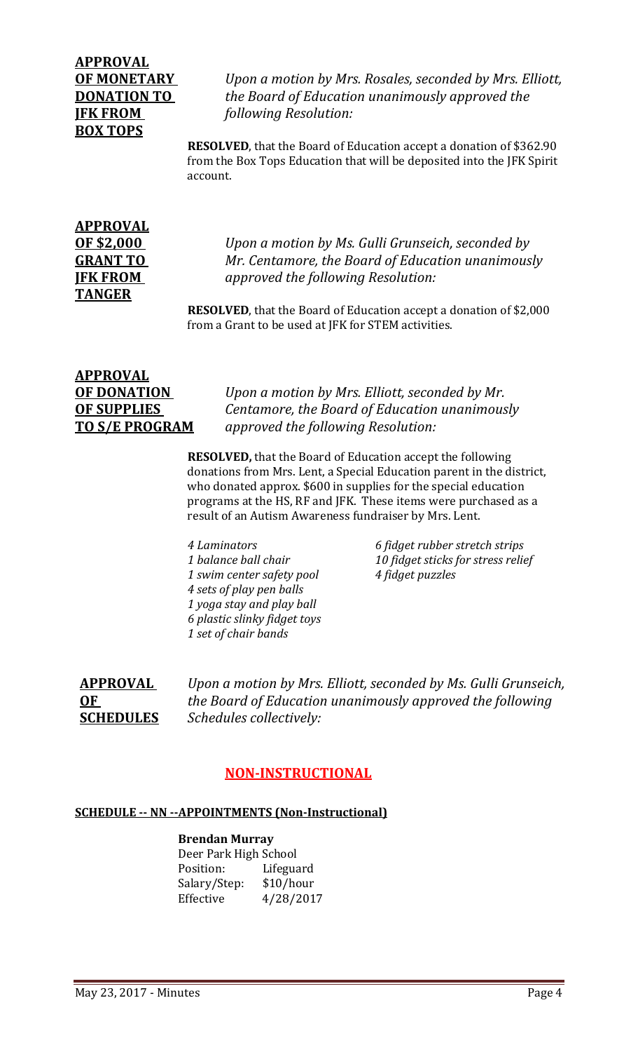**APPROVAL OF MONETARY DONATION TO JFK FROM BOX TOPS**

*Upon a motion by Mrs. Rosales, seconded by Mrs. Elliott, the Board of Education unanimously approved the following Resolution:*

**RESOLVED**, that the Board of Education accept a donation of $362.90 from the Box Tops Education that will be deposited into the JFK Spirit account.

**APPROVAL OF $2,000 GRANT TO JFK FROM TANGER**

*Upon a motion by Ms. Gulli Grunseich, seconded by Mr. Centamore, the Board of Education unanimously approved the following Resolution:*

**RESOLVED**, that the Board of Education accept a donation of $2,000 from a Grant to be used at JFK for STEM activities.

**APPROVAL OF DONATION OF SUPPLIES TO S/E PROGRAM**

*Upon a motion by Mrs. Elliott, seconded by Mr. Centamore, the Board of Education unanimously approved the following Resolution:*

**RESOLVED,** that the Board of Education accept the following donations from Mrs. Lent, a Special Education parent in the district, who donated approx. $600 in supplies for the special education programs at the HS, RF and JFK. These items were purchased as a result of an Autism Awareness fundraiser by Mrs. Lent.

*4 Laminators*
*1 balance ball chair*
*1 swim center safety pool*
*4 sets of play pen balls*
*1 yoga stay and play ball*
*6 plastic slinky fidget toys*
*1 set of chair bands*
*6 fidget rubber stretch strips*
*10 fidget sticks for stress relief*
*4 fidget puzzles*

**APPROVAL OF SCHEDULES**

*Upon a motion by Mrs. Elliott, seconded by Ms. Gulli Grunseich, the Board of Education unanimously approved the following Schedules collectively:*

## NON-INSTRUCTIONAL

### SCHEDULE -- NN --APPOINTMENTS (Non-Instructional)

**Brendan Murray**
Deer Park High School
Position: Lifeguard
Salary/Step: $10/hour
Effective 4/28/2017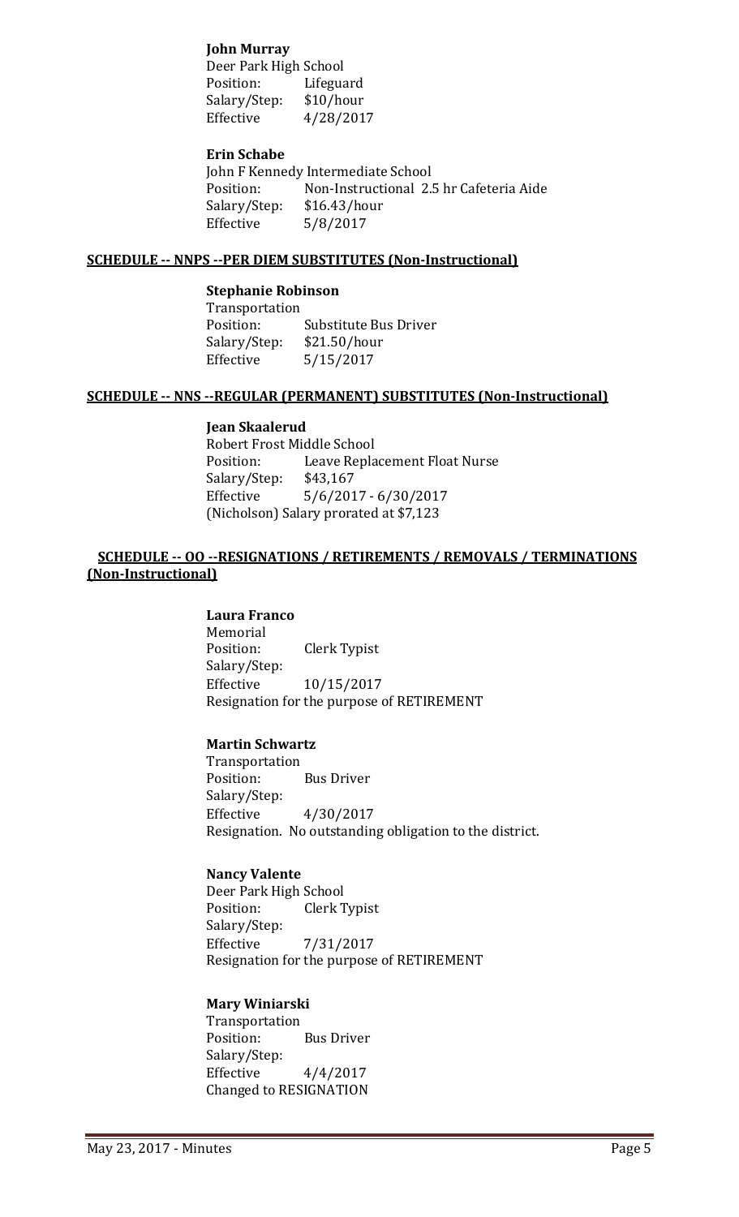**John Murray**
Deer Park High School
Position: Lifeguard
Salary/Step: $10/hour
Effective 4/28/2017

**Erin Schabe**
John F Kennedy Intermediate School
Position: Non-Instructional 2.5 hr Cafeteria Aide
Salary/Step: $16.43/hour
Effective 5/8/2017

**SCHEDULE -- NNPS --PER DIEM SUBSTITUTES (Non-Instructional)**

**Stephanie Robinson**
Transportation
Position: Substitute Bus Driver
Salary/Step: $21.50/hour
Effective 5/15/2017

**SCHEDULE -- NNS --REGULAR (PERMANENT) SUBSTITUTES (Non-Instructional)**

**Jean Skaalerud**
Robert Frost Middle School
Position: Leave Replacement Float Nurse
Salary/Step: $43,167
Effective 5/6/2017 - 6/30/2017
(Nicholson) Salary prorated at $7,123

**SCHEDULE -- OO --RESIGNATIONS / RETIREMENTS / REMOVALS / TERMINATIONS (Non-Instructional)**

**Laura Franco**
Memorial
Position: Clerk Typist
Salary/Step:
Effective 10/15/2017
Resignation for the purpose of RETIREMENT

**Martin Schwartz**
Transportation
Position: Bus Driver
Salary/Step:
Effective 4/30/2017
Resignation. No outstanding obligation to the district.

**Nancy Valente**
Deer Park High School
Position: Clerk Typist
Salary/Step:
Effective 7/31/2017
Resignation for the purpose of RETIREMENT

**Mary Winiarski**
Transportation
Position: Bus Driver
Salary/Step:
Effective 4/4/2017
Changed to RESIGNATION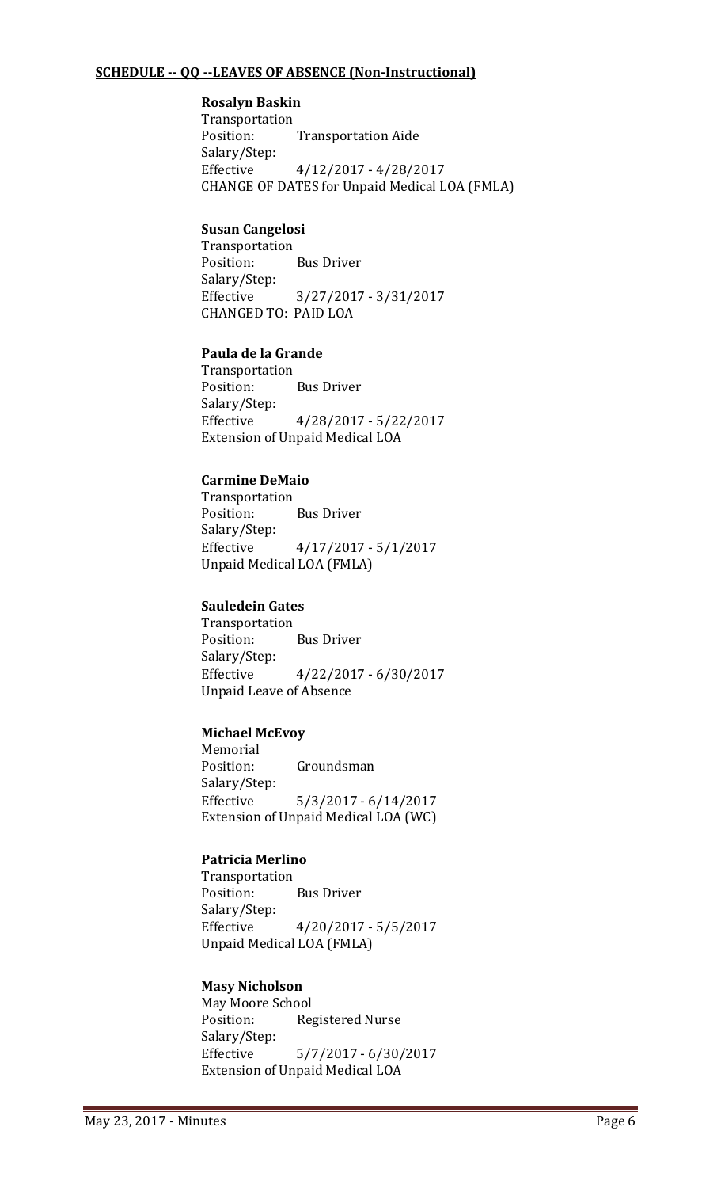**SCHEDULE -- QQ --LEAVES OF ABSENCE (Non-Instructional)**

**Rosalyn Baskin**
Transportation
Position: Transportation Aide
Salary/Step:
Effective 4/12/2017 - 4/28/2017
CHANGE OF DATES for Unpaid Medical LOA (FMLA)

**Susan Cangelosi**
Transportation
Position: Bus Driver
Salary/Step:
Effective 3/27/2017 - 3/31/2017
CHANGED TO: PAID LOA

**Paula de la Grande**
Transportation
Position: Bus Driver
Salary/Step:
Effective 4/28/2017 - 5/22/2017
Extension of Unpaid Medical LOA

**Carmine DeMaio**
Transportation
Position: Bus Driver
Salary/Step:
Effective 4/17/2017 - 5/1/2017
Unpaid Medical LOA (FMLA)

**Sauledein Gates**
Transportation
Position: Bus Driver
Salary/Step:
Effective 4/22/2017 - 6/30/2017
Unpaid Leave of Absence

**Michael McEvoy**
Memorial
Position: Groundsman
Salary/Step:
Effective 5/3/2017 - 6/14/2017
Extension of Unpaid Medical LOA (WC)

**Patricia Merlino**
Transportation
Position: Bus Driver
Salary/Step:
Effective 4/20/2017 - 5/5/2017
Unpaid Medical LOA (FMLA)

**Masy Nicholson**
May Moore School
Position: Registered Nurse
Salary/Step:
Effective 5/7/2017 - 6/30/2017
Extension of Unpaid Medical LOA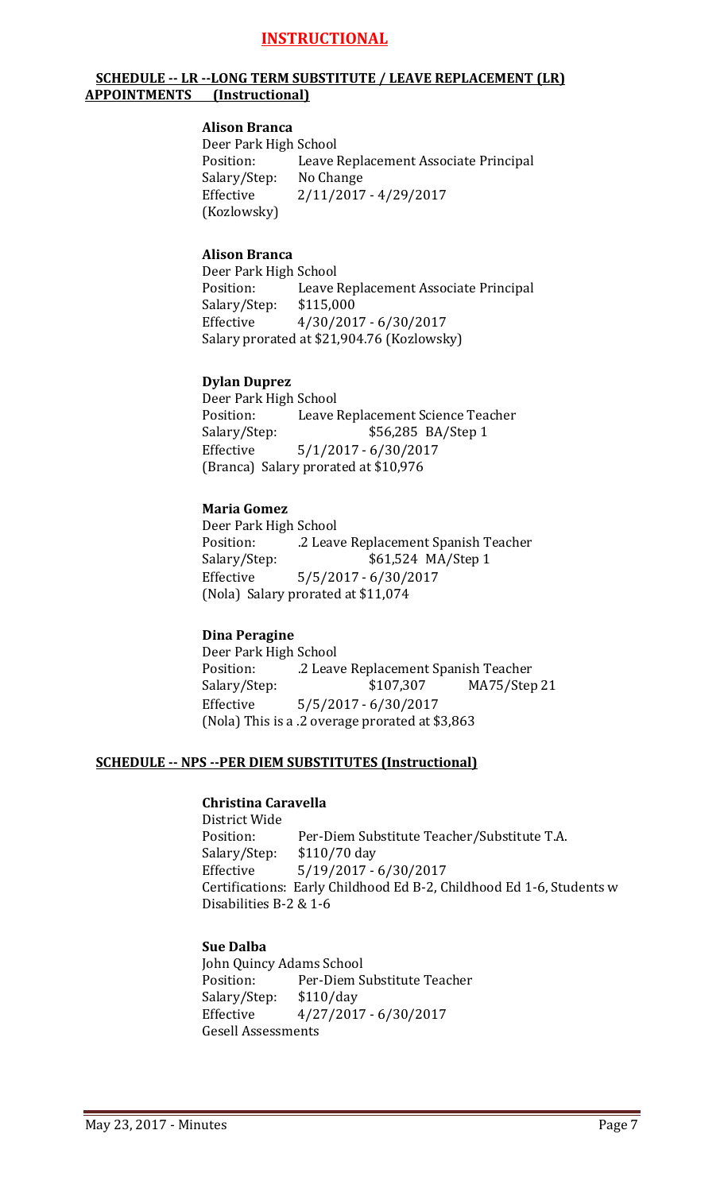# INSTRUCTIONAL

## SCHEDULE -- LR --LONG TERM SUBSTITUTE / LEAVE REPLACEMENT (LR) APPOINTMENTS (Instructional)

**Alison Branca**
Deer Park High School
Position: Leave Replacement Associate Principal
Salary/Step: No Change
Effective 2/11/2017 - 4/29/2017
(Kozlowsky)

**Alison Branca**
Deer Park High School
Position: Leave Replacement Associate Principal
Salary/Step: $115,000
Effective 4/30/2017 - 6/30/2017
Salary prorated at $21,904.76 (Kozlowsky)

**Dylan Duprez**
Deer Park High School
Position: Leave Replacement Science Teacher
Salary/Step: $56,285 BA/Step 1
Effective 5/1/2017 - 6/30/2017
(Branca) Salary prorated at $10,976

**Maria Gomez**
Deer Park High School
Position: .2 Leave Replacement Spanish Teacher
Salary/Step: $61,524 MA/Step 1
Effective 5/5/2017 - 6/30/2017
(Nola) Salary prorated at $11,074

**Dina Peragine**
Deer Park High School
Position: .2 Leave Replacement Spanish Teacher
Salary/Step: $107,307 MA75/Step 21
Effective 5/5/2017 - 6/30/2017
(Nola) This is a .2 overage prorated at $3,863

## SCHEDULE -- NPS --PER DIEM SUBSTITUTES (Instructional)

**Christina Caravella**
District Wide
Position: Per-Diem Substitute Teacher/Substitute T.A.
Salary/Step: $110/70 day
Effective 5/19/2017 - 6/30/2017
Certifications: Early Childhood Ed B-2, Childhood Ed 1-6, Students w Disabilities B-2 & 1-6

**Sue Dalba**
John Quincy Adams School
Position: Per-Diem Substitute Teacher
Salary/Step: $110/day
Effective 4/27/2017 - 6/30/2017
Gesell Assessments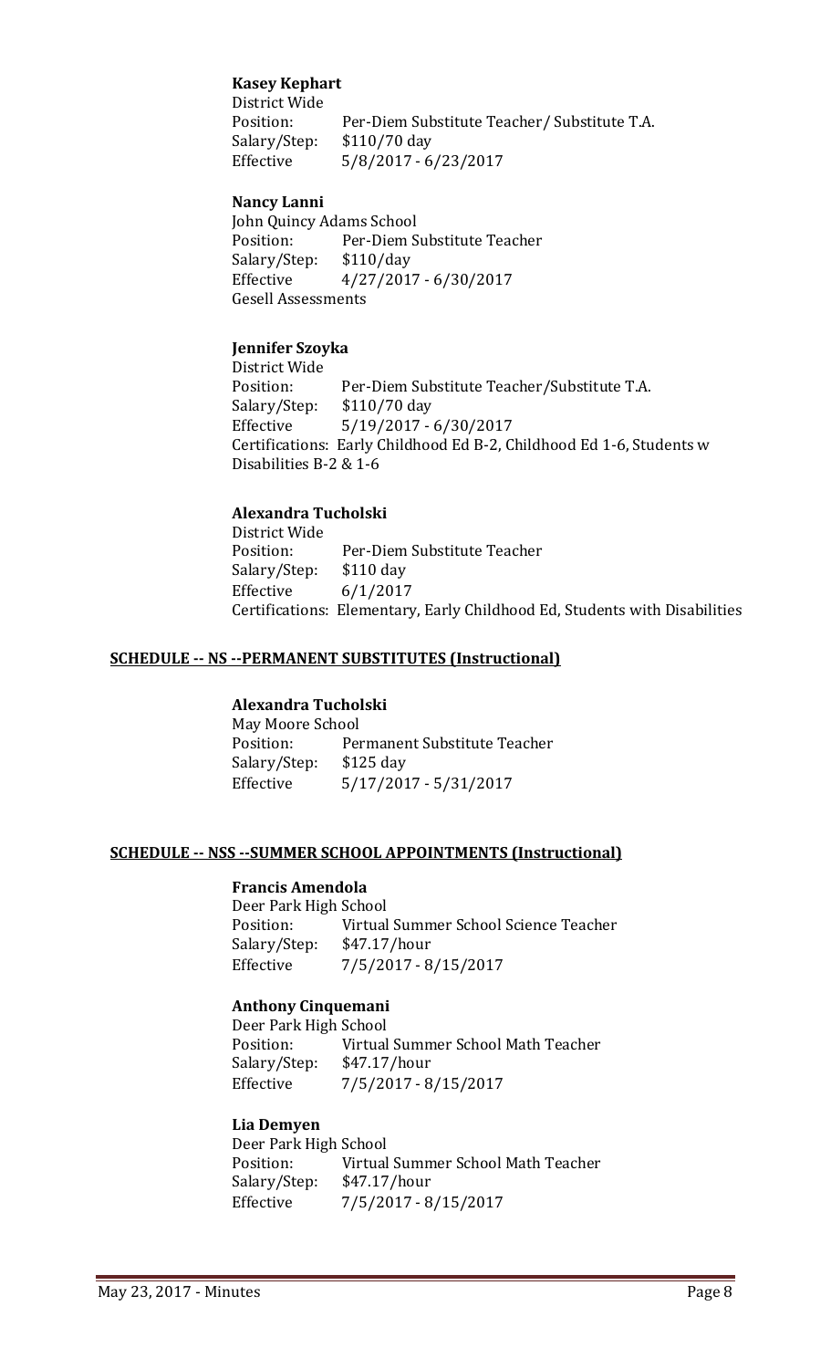**Kasey Kephart**
District Wide
Position: Per-Diem Substitute Teacher/ Substitute T.A.
Salary/Step: $110/70 day
Effective 5/8/2017 - 6/23/2017

**Nancy Lanni**
John Quincy Adams School
Position: Per-Diem Substitute Teacher
Salary/Step: $110/day
Effective 4/27/2017 - 6/30/2017
Gesell Assessments

**Jennifer Szoyka**
District Wide
Position: Per-Diem Substitute Teacher/Substitute T.A.
Salary/Step: $110/70 day
Effective 5/19/2017 - 6/30/2017
Certifications: Early Childhood Ed B-2, Childhood Ed 1-6, Students w Disabilities B-2 & 1-6

**Alexandra Tucholski**
District Wide
Position: Per-Diem Substitute Teacher
Salary/Step: $110 day
Effective 6/1/2017
Certifications: Elementary, Early Childhood Ed, Students with Disabilities

## SCHEDULE -- NS --PERMANENT SUBSTITUTES (Instructional)

**Alexandra Tucholski**
May Moore School
Position: Permanent Substitute Teacher
Salary/Step: $125 day
Effective 5/17/2017 - 5/31/2017

## SCHEDULE -- NSS --SUMMER SCHOOL APPOINTMENTS (Instructional)

**Francis Amendola**
Deer Park High School
Position: Virtual Summer School Science Teacher
Salary/Step: $47.17/hour
Effective 7/5/2017 - 8/15/2017

**Anthony Cinquemani**
Deer Park High School
Position: Virtual Summer School Math Teacher
Salary/Step: $47.17/hour
Effective 7/5/2017 - 8/15/2017

**Lia Demyen**
Deer Park High School
Position: Virtual Summer School Math Teacher
Salary/Step: $47.17/hour
Effective 7/5/2017 - 8/15/2017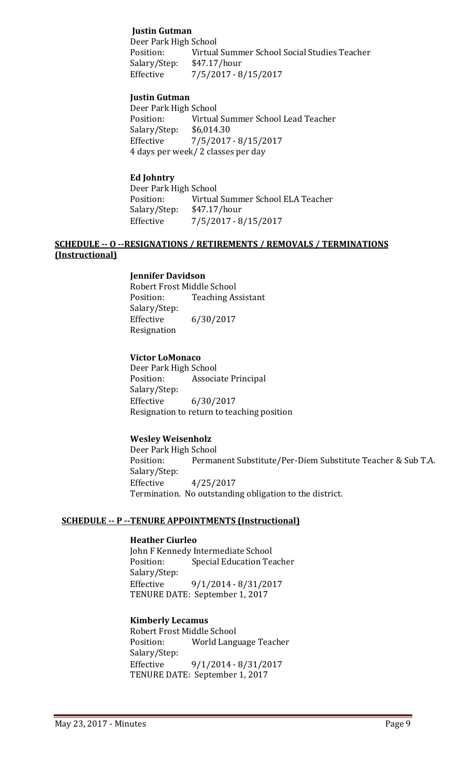**Justin Gutman**
Deer Park High School
Position: Virtual Summer School Social Studies Teacher
Salary/Step: $47.17/hour
Effective 7/5/2017 - 8/15/2017

**Justin Gutman**
Deer Park High School
Position: Virtual Summer School Lead Teacher
Salary/Step: $6,014.30
Effective 7/5/2017 - 8/15/2017
4 days per week/ 2 classes per day

**Ed Johntry**
Deer Park High School
Position: Virtual Summer School ELA Teacher
Salary/Step: $47.17/hour
Effective 7/5/2017 - 8/15/2017

## SCHEDULE -- O --RESIGNATIONS / RETIREMENTS / REMOVALS / TERMINATIONS (Instructional)

**Jennifer Davidson**
Robert Frost Middle School
Position: Teaching Assistant
Salary/Step:
Effective 6/30/2017
Resignation

**Victor LoMonaco**
Deer Park High School
Position: Associate Principal
Salary/Step:
Effective 6/30/2017
Resignation to return to teaching position

**Wesley Weisenholz**
Deer Park High School
Position: Permanent Substitute/Per-Diem Substitute Teacher & Sub T.A.
Salary/Step:
Effective 4/25/2017
Termination. No outstanding obligation to the district.

## SCHEDULE -- P --TENURE APPOINTMENTS (Instructional)

**Heather Ciurleo**
John F Kennedy Intermediate School
Position: Special Education Teacher
Salary/Step:
Effective 9/1/2014 - 8/31/2017
TENURE DATE: September 1, 2017

**Kimberly Lecamus**
Robert Frost Middle School
Position: World Language Teacher
Salary/Step:
Effective 9/1/2014 - 8/31/2017
TENURE DATE: September 1, 2017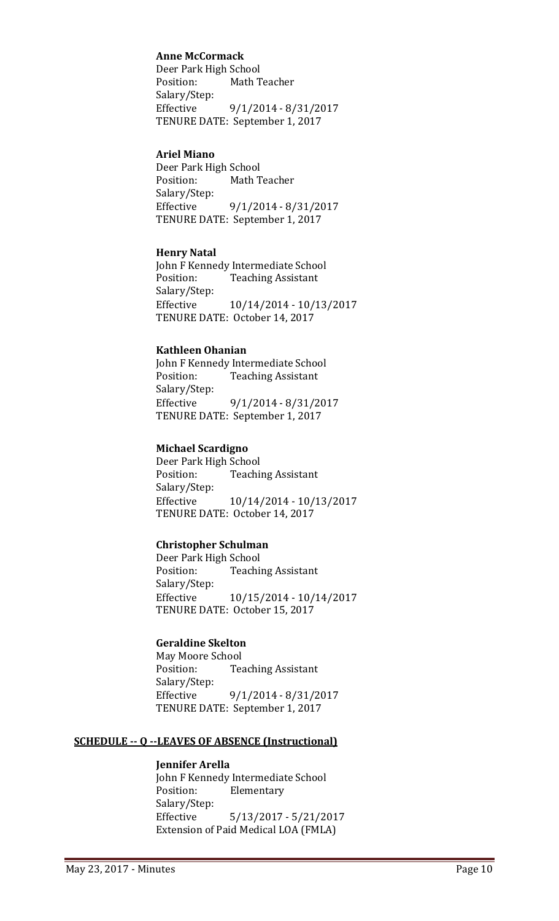**Anne McCormack**
Deer Park High School
Position: Math Teacher
Salary/Step:
Effective 9/1/2014 - 8/31/2017
TENURE DATE: September 1, 2017

**Ariel Miano**
Deer Park High School
Position: Math Teacher
Salary/Step:
Effective 9/1/2014 - 8/31/2017
TENURE DATE: September 1, 2017

**Henry Natal**
John F Kennedy Intermediate School
Position: Teaching Assistant
Salary/Step:
Effective 10/14/2014 - 10/13/2017
TENURE DATE: October 14, 2017

**Kathleen Ohanian**
John F Kennedy Intermediate School
Position: Teaching Assistant
Salary/Step:
Effective 9/1/2014 - 8/31/2017
TENURE DATE: September 1, 2017

**Michael Scardigno**
Deer Park High School
Position: Teaching Assistant
Salary/Step:
Effective 10/14/2014 - 10/13/2017
TENURE DATE: October 14, 2017

**Christopher Schulman**
Deer Park High School
Position: Teaching Assistant
Salary/Step:
Effective 10/15/2014 - 10/14/2017
TENURE DATE: October 15, 2017

**Geraldine Skelton**
May Moore School
Position: Teaching Assistant
Salary/Step:
Effective 9/1/2014 - 8/31/2017
TENURE DATE: September 1, 2017

**SCHEDULE -- Q --LEAVES OF ABSENCE (Instructional)**

**Jennifer Arella**
John F Kennedy Intermediate School
Position: Elementary
Salary/Step:
Effective 5/13/2017 - 5/21/2017
Extension of Paid Medical LOA (FMLA)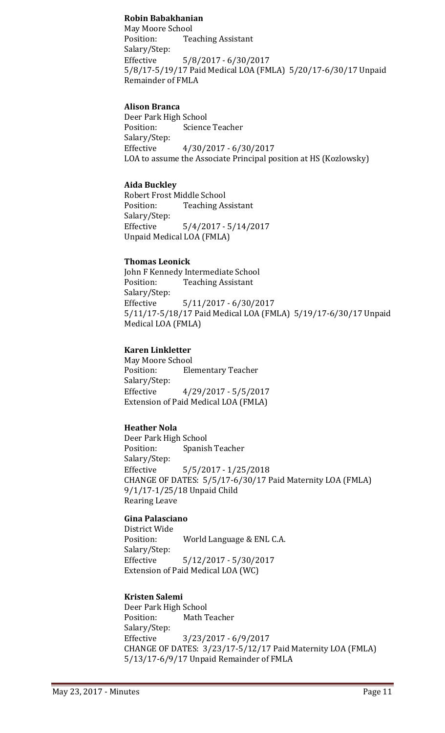**Robin Babakhanian**
May Moore School
Position: Teaching Assistant
Salary/Step:
Effective 5/8/2017 - 6/30/2017
5/8/17-5/19/17 Paid Medical LOA (FMLA) 5/20/17-6/30/17 Unpaid Remainder of FMLA

**Alison Branca**
Deer Park High School
Position: Science Teacher
Salary/Step:
Effective 4/30/2017 - 6/30/2017
LOA to assume the Associate Principal position at HS (Kozlowsky)

**Aida Buckley**
Robert Frost Middle School
Position: Teaching Assistant
Salary/Step:
Effective 5/4/2017 - 5/14/2017
Unpaid Medical LOA (FMLA)

**Thomas Leonick**
John F Kennedy Intermediate School
Position: Teaching Assistant
Salary/Step:
Effective 5/11/2017 - 6/30/2017
5/11/17-5/18/17 Paid Medical LOA (FMLA) 5/19/17-6/30/17 Unpaid Medical LOA (FMLA)

**Karen Linkletter**
May Moore School
Position: Elementary Teacher
Salary/Step:
Effective 4/29/2017 - 5/5/2017
Extension of Paid Medical LOA (FMLA)

**Heather Nola**
Deer Park High School
Position: Spanish Teacher
Salary/Step:
Effective 5/5/2017 - 1/25/2018
CHANGE OF DATES: 5/5/17-6/30/17 Paid Maternity LOA (FMLA) 9/1/17-1/25/18 Unpaid Child Rearing Leave

**Gina Palasciano**
District Wide
Position: World Language & ENL C.A.
Salary/Step:
Effective 5/12/2017 - 5/30/2017
Extension of Paid Medical LOA (WC)

**Kristen Salemi**
Deer Park High School
Position: Math Teacher
Salary/Step:
Effective 3/23/2017 - 6/9/2017
CHANGE OF DATES: 3/23/17-5/12/17 Paid Maternity LOA (FMLA) 5/13/17-6/9/17 Unpaid Remainder of FMLA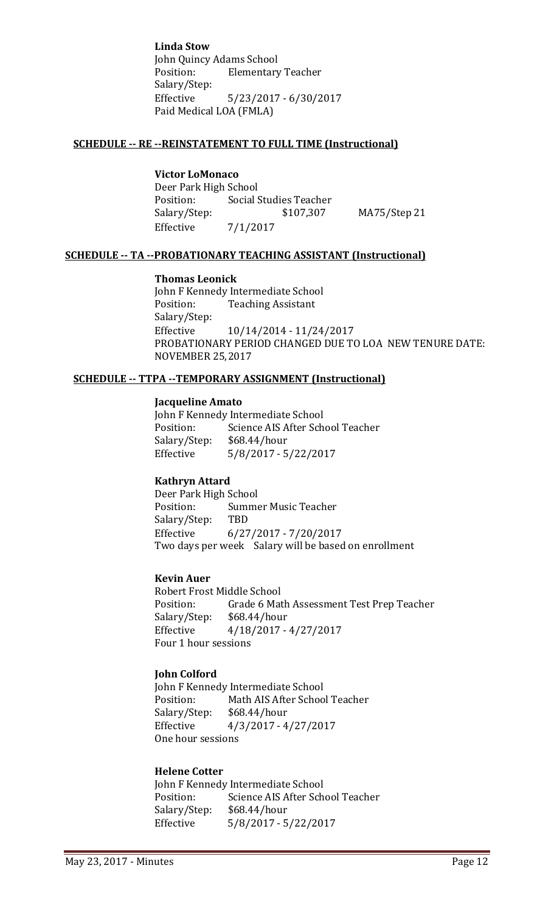**Linda Stow**
John Quincy Adams School
Position: Elementary Teacher
Salary/Step:
Effective 5/23/2017 - 6/30/2017
Paid Medical LOA (FMLA)

**SCHEDULE -- RE --REINSTATEMENT TO FULL TIME (Instructional)**

**Victor LoMonaco**
Deer Park High School
Position: Social Studies Teacher
Salary/Step: $107,307 MA75/Step 21
Effective 7/1/2017

**SCHEDULE -- TA --PROBATIONARY TEACHING ASSISTANT (Instructional)**

**Thomas Leonick**
John F Kennedy Intermediate School
Position: Teaching Assistant
Salary/Step:
Effective 10/14/2014 - 11/24/2017
PROBATIONARY PERIOD CHANGED DUE TO LOA NEW TENURE DATE: NOVEMBER 25, 2017

**SCHEDULE -- TTPA --TEMPORARY ASSIGNMENT (Instructional)**

**Jacqueline Amato**
John F Kennedy Intermediate School
Position: Science AIS After School Teacher
Salary/Step: $68.44/hour
Effective 5/8/2017 - 5/22/2017

**Kathryn Attard**
Deer Park High School
Position: Summer Music Teacher
Salary/Step: TBD
Effective 6/27/2017 - 7/20/2017
Two days per week Salary will be based on enrollment

**Kevin Auer**
Robert Frost Middle School
Position: Grade 6 Math Assessment Test Prep Teacher
Salary/Step: $68.44/hour
Effective 4/18/2017 - 4/27/2017
Four 1 hour sessions

**John Colford**
John F Kennedy Intermediate School
Position: Math AIS After School Teacher
Salary/Step: $68.44/hour
Effective 4/3/2017 - 4/27/2017
One hour sessions

**Helene Cotter**
John F Kennedy Intermediate School
Position: Science AIS After School Teacher
Salary/Step: $68.44/hour
Effective 5/8/2017 - 5/22/2017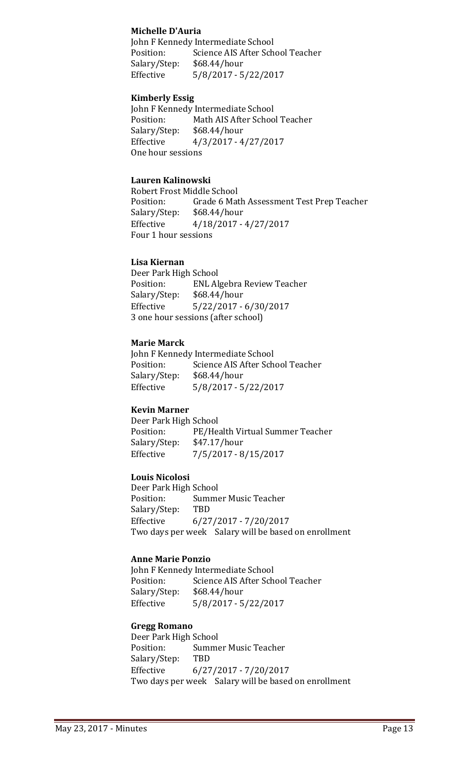**Michelle D'Auria**

John F Kennedy Intermediate School
Position: Science AIS After School Teacher
Salary/Step: $68.44/hour
Effective 5/8/2017 - 5/22/2017

**Kimberly Essig**

John F Kennedy Intermediate School
Position: Math AIS After School Teacher
Salary/Step: $68.44/hour
Effective 4/3/2017 - 4/27/2017
One hour sessions

**Lauren Kalinowski**

Robert Frost Middle School
Position: Grade 6 Math Assessment Test Prep Teacher
Salary/Step: $68.44/hour
Effective 4/18/2017 - 4/27/2017
Four 1 hour sessions

**Lisa Kiernan**

Deer Park High School
Position: ENL Algebra Review Teacher
Salary/Step: $68.44/hour
Effective 5/22/2017 - 6/30/2017
3 one hour sessions (after school)

**Marie Marck**

John F Kennedy Intermediate School
Position: Science AIS After School Teacher
Salary/Step: $68.44/hour
Effective 5/8/2017 - 5/22/2017

**Kevin Marner**

Deer Park High School
Position: PE/Health Virtual Summer Teacher
Salary/Step: $47.17/hour
Effective 7/5/2017 - 8/15/2017

**Louis Nicolosi**

Deer Park High School
Position: Summer Music Teacher
Salary/Step: TBD
Effective 6/27/2017 - 7/20/2017
Two days per week Salary will be based on enrollment

**Anne Marie Ponzio**

John F Kennedy Intermediate School
Position: Science AIS After School Teacher
Salary/Step: $68.44/hour
Effective 5/8/2017 - 5/22/2017

**Gregg Romano**

Deer Park High School
Position: Summer Music Teacher
Salary/Step: TBD
Effective 6/27/2017 - 7/20/2017
Two days per week Salary will be based on enrollment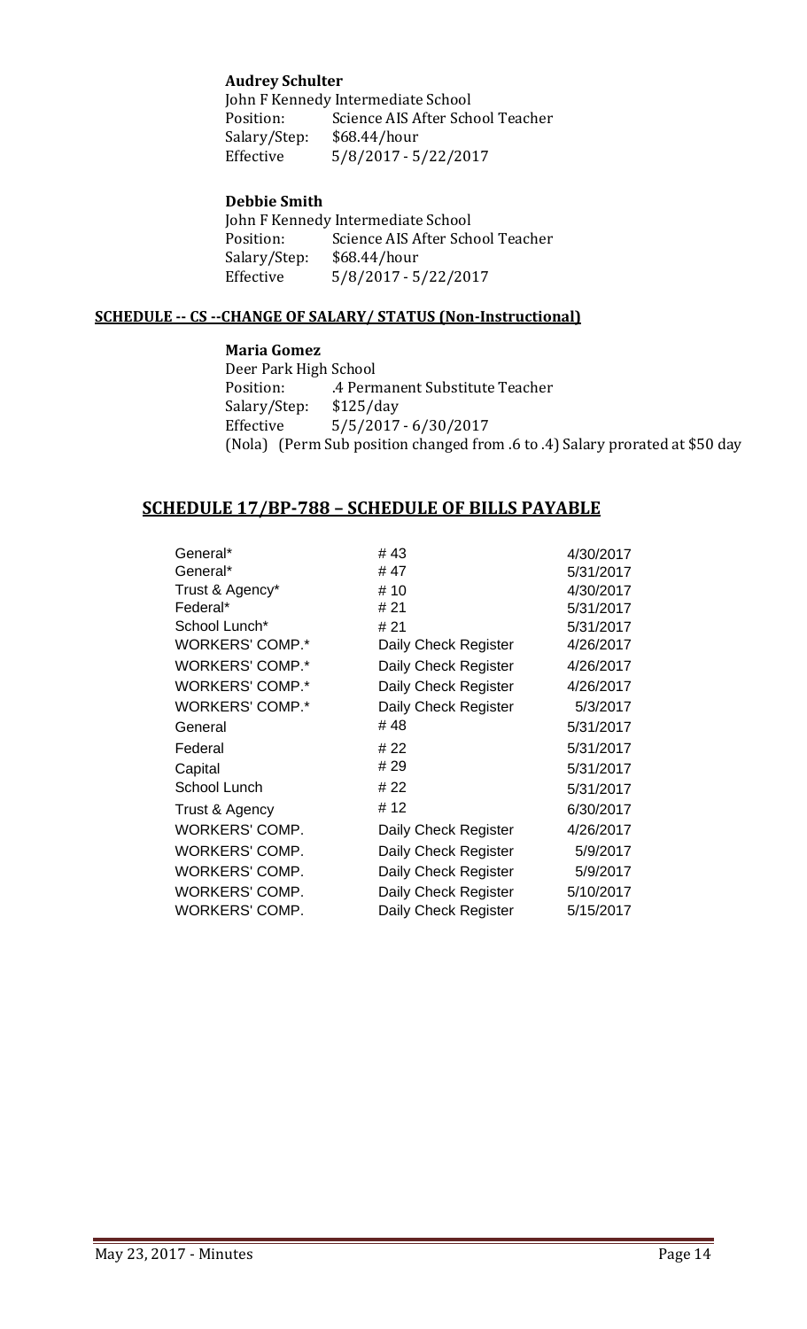**Audrey Schulter**

John F Kennedy Intermediate School
Position: Science AIS After School Teacher
Salary/Step: $68.44/hour
Effective 5/8/2017 - 5/22/2017

**Debbie Smith**

John F Kennedy Intermediate School
Position: Science AIS After School Teacher
Salary/Step: $68.44/hour
Effective 5/8/2017 - 5/22/2017

**SCHEDULE -- CS --CHANGE OF SALARY/ STATUS (Non-Instructional)**

**Maria Gomez**

Deer Park High School
Position: .4 Permanent Substitute Teacher
Salary/Step: $125/day
Effective 5/5/2017 - 6/30/2017
(Nola) (Perm Sub position changed from .6 to .4) Salary prorated at $50 day

## SCHEDULE 17/BP-788 – SCHEDULE OF BILLS PAYABLE

| | | |
|---|---|---|
| General* | # 43 | 4/30/2017 |
| General* | # 47 | 5/31/2017 |
| Trust & Agency* | # 10 | 4/30/2017 |
| Federal* | # 21 | 5/31/2017 |
| School Lunch* | # 21 | 5/31/2017 |
| WORKERS' COMP.* | Daily Check Register | 4/26/2017 |
| WORKERS' COMP.* | Daily Check Register | 4/26/2017 |
| WORKERS' COMP.* | Daily Check Register | 4/26/2017 |
| WORKERS' COMP.* | Daily Check Register | 5/3/2017 |
| General | # 48 | 5/31/2017 |
| Federal | # 22 | 5/31/2017 |
| Capital | # 29 | 5/31/2017 |
| School Lunch | # 22 | 5/31/2017 |
| Trust & Agency | # 12 | 6/30/2017 |
| WORKERS' COMP. | Daily Check Register | 4/26/2017 |
| WORKERS' COMP. | Daily Check Register | 5/9/2017 |
| WORKERS' COMP. | Daily Check Register | 5/9/2017 |
| WORKERS' COMP. | Daily Check Register | 5/10/2017 |
| WORKERS' COMP. | Daily Check Register | 5/15/2017 |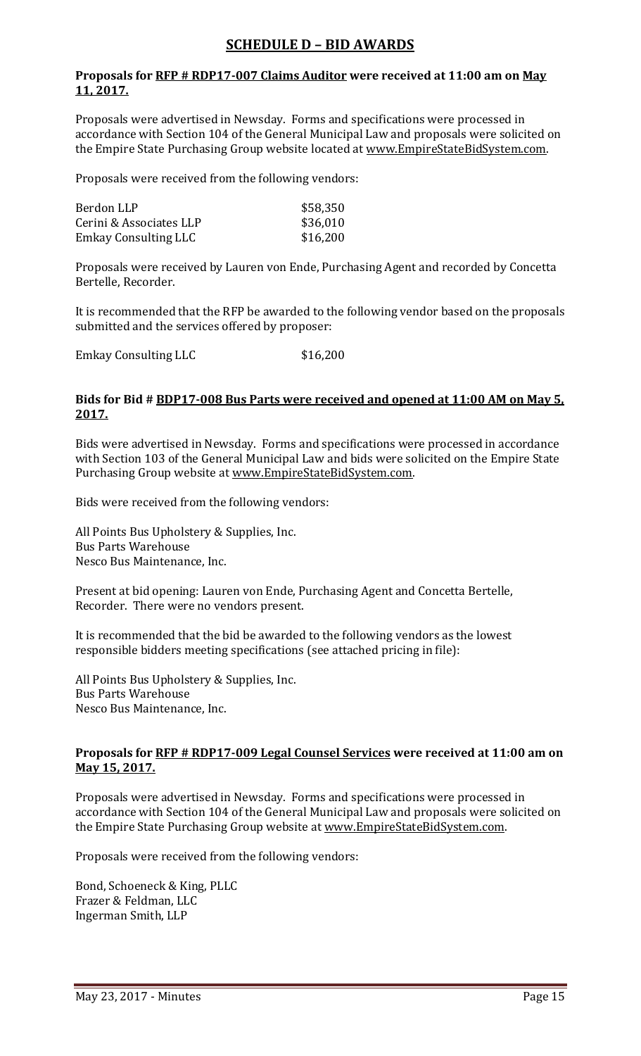## SCHEDULE D – BID AWARDS

**Proposals for RFP # RDP17-007 Claims Auditor were received at 11:00 am on May 11, 2017.**

Proposals were advertised in Newsday. Forms and specifications were processed in accordance with Section 104 of the General Municipal Law and proposals were solicited on the Empire State Purchasing Group website located at www.EmpireStateBidSystem.com.

Proposals were received from the following vendors:

| | |
|---|---|
| Berdon LLP | $58,350 |
| Cerini & Associates LLP | $36,010 |
| Emkay Consulting LLC | $16,200 |

Proposals were received by Lauren von Ende, Purchasing Agent and recorded by Concetta Bertelle, Recorder.

It is recommended that the RFP be awarded to the following vendor based on the proposals submitted and the services offered by proposer:

| | |
|---|---|
| Emkay Consulting LLC | $16,200 |

**Bids for Bid # BDP17-008 Bus Parts were received and opened at 11:00 AM on May 5, 2017.**

Bids were advertised in Newsday. Forms and specifications were processed in accordance with Section 103 of the General Municipal Law and bids were solicited on the Empire State Purchasing Group website at www.EmpireStateBidSystem.com.

Bids were received from the following vendors:

All Points Bus Upholstery & Supplies, Inc.
Bus Parts Warehouse
Nesco Bus Maintenance, Inc.

Present at bid opening: Lauren von Ende, Purchasing Agent and Concetta Bertelle, Recorder. There were no vendors present.

It is recommended that the bid be awarded to the following vendors as the lowest responsible bidders meeting specifications (see attached pricing in file):

All Points Bus Upholstery & Supplies, Inc.
Bus Parts Warehouse
Nesco Bus Maintenance, Inc.

**Proposals for RFP # RDP17-009 Legal Counsel Services were received at 11:00 am on May 15, 2017.**

Proposals were advertised in Newsday. Forms and specifications were processed in accordance with Section 104 of the General Municipal Law and proposals were solicited on the Empire State Purchasing Group website at www.EmpireStateBidSystem.com.

Proposals were received from the following vendors:

Bond, Schoeneck & King, PLLC
Frazer & Feldman, LLC
Ingerman Smith, LLP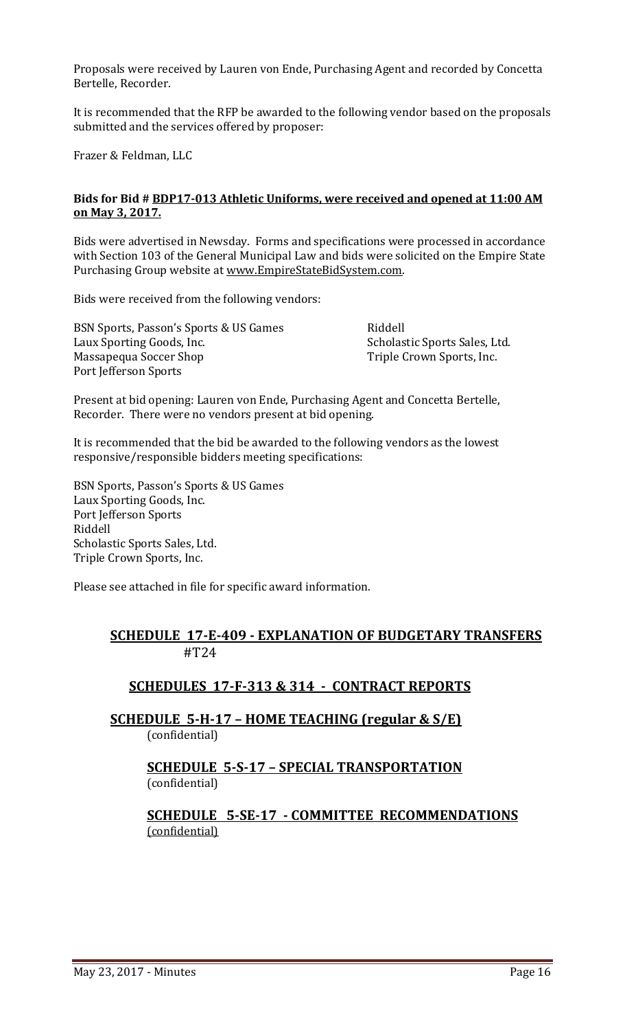Proposals were received by Lauren von Ende, Purchasing Agent and recorded by Concetta Bertelle, Recorder.

It is recommended that the RFP be awarded to the following vendor based on the proposals submitted and the services offered by proposer:

Frazer & Feldman, LLC

**Bids for Bid # BDP17-013 Athletic Uniforms, were received and opened at 11:00 AM on May 3, 2017.**

Bids were advertised in Newsday. Forms and specifications were processed in accordance with Section 103 of the General Municipal Law and bids were solicited on the Empire State Purchasing Group website at www.EmpireStateBidSystem.com.

Bids were received from the following vendors:

BSN Sports, Passon's Sports & US Games
Laux Sporting Goods, Inc.
Massapequa Soccer Shop
Port Jefferson Sports
Riddell
Scholastic Sports Sales, Ltd.
Triple Crown Sports, Inc.

Present at bid opening: Lauren von Ende, Purchasing Agent and Concetta Bertelle, Recorder. There were no vendors present at bid opening.

It is recommended that the bid be awarded to the following vendors as the lowest responsive/responsible bidders meeting specifications:

BSN Sports, Passon's Sports & US Games
Laux Sporting Goods, Inc.
Port Jefferson Sports
Riddell
Scholastic Sports Sales, Ltd.
Triple Crown Sports, Inc.

Please see attached in file for specific award information.

## SCHEDULE 17-E-409 - EXPLANATION OF BUDGETARY TRANSFERS #T24

## SCHEDULES 17-F-313 & 314 - CONTRACT REPORTS

## SCHEDULE 5-H-17 – HOME TEACHING (regular & S/E)

(confidential)

## SCHEDULE 5-S-17 – SPECIAL TRANSPORTATION

(confidential)

## SCHEDULE 5-SE-17 - COMMITTEE RECOMMENDATIONS

(confidential)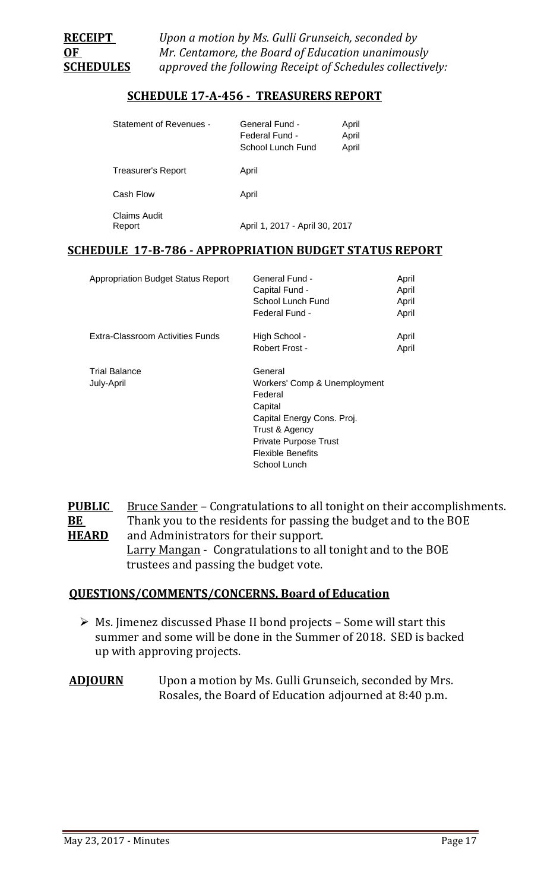**RECEIPT OF SCHEDULES** *Upon a motion by Ms. Gulli Grunseich, seconded by Mr. Centamore, the Board of Education unanimously approved the following Receipt of Schedules collectively:*

## SCHEDULE 17-A-456 - TREASURERS REPORT

| | | |
|---|---|---|
| Statement of Revenues - | General Fund - | April |
| | Federal Fund - | April |
| | School Lunch Fund | April |
| Treasurer's Report | April | |
| Cash Flow | April | |
| Claims Audit Report | April 1, 2017 - April 30, 2017 | |

## SCHEDULE 17-B-786 - APPROPRIATION BUDGET STATUS REPORT

| | | |
|---|---|---|
| Appropriation Budget Status Report | General Fund - | April |
| | Capital Fund - | April |
| | School Lunch Fund | April |
| | Federal Fund - | April |
| Extra-Classroom Activities Funds | High School - | April |
| | Robert Frost - | April |
| Trial Balance | General | |
| July-April | Workers' Comp & Unemployment | |
| | Federal | |
| | Capital | |
| | Capital Energy Cons. Proj. | |
| | Trust & Agency | |
| | Private Purpose Trust | |
| | Flexible Benefits | |
| | School Lunch | |

**PUBLIC BE HEARD** Bruce Sander – Congratulations to all tonight on their accomplishments. Thank you to the residents for passing the budget and to the BOE and Administrators for their support.
Larry Mangan - Congratulations to all tonight and to the BOE trustees and passing the budget vote.

## QUESTIONS/COMMENTS/CONCERNS, Board of Education

- Ms. Jimenez discussed Phase II bond projects – Some will start this summer and some will be done in the Summer of 2018. SED is backed up with approving projects.

**ADJOURN** Upon a motion by Ms. Gulli Grunseich, seconded by Mrs. Rosales, the Board of Education adjourned at 8:40 p.m.